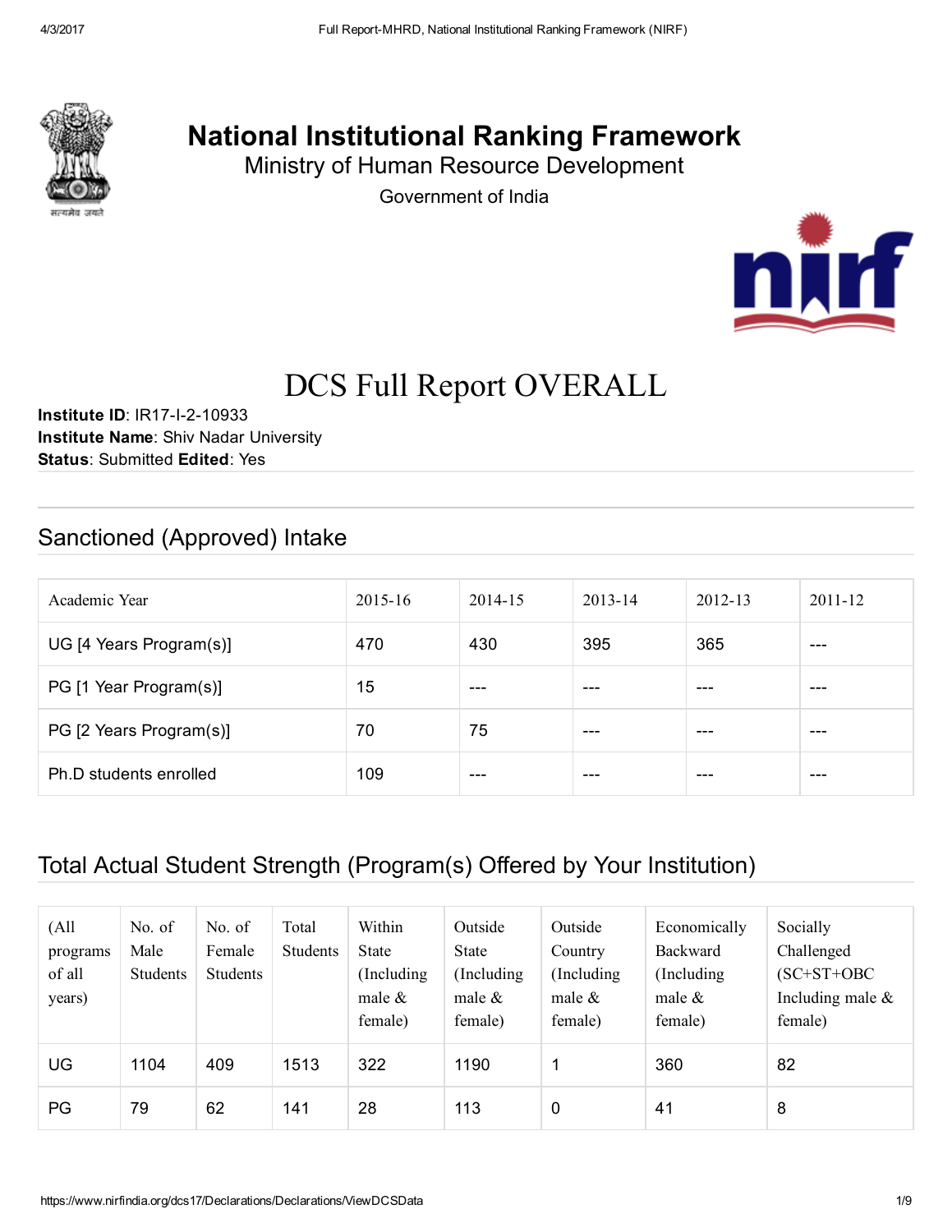# National Institutional Ranking Framework

Ministry of Human Resource Development

Government of India

# DCS Full Report OVERALL

**Institute ID**: IR17-I-2-10933
**Institute Name**: Shiv Nadar University
**Status**: Submitted **Edited**: Yes

## Sanctioned (Approved) Intake

| Academic Year | 2015-16 | 2014-15 | 2013-14 | 2012-13 | 2011-12 |
|---|---|---|---|---|---|
| UG [4 Years Program(s)] | 470 | 430 | 395 | 365 | --- |
| PG [1 Year Program(s)] | 15 | --- | --- | --- | --- |
| PG [2 Years Program(s)] | 70 | 75 | --- | --- | --- |
| Ph.D students enrolled | 109 | --- | --- | --- | --- |

## Total Actual Student Strength (Program(s) Offered by Your Institution)

| (All programs of all years) | No. of Male Students | No. of Female Students | Total Students | Within State (Including male & female) | Outside State (Including male & female) | Outside Country (Including male & female) | Economically Backward (Including male & female) | Socially Challenged (SC+ST+OBC Including male & female) |
|---|---|---|---|---|---|---|---|---|
| UG | 1104 | 409 | 1513 | 322 | 1190 | 1 | 360 | 82 |
| PG | 79 | 62 | 141 | 28 | 113 | 0 | 41 | 8 |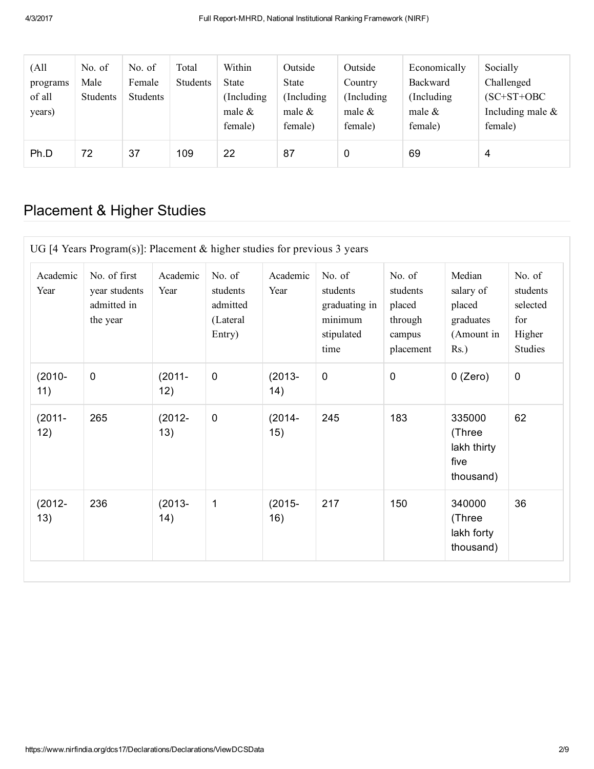| (All programs of all years) | No. of Male Students | No. of Female Students | Total Students | Within State (Including male & female) | Outside State (Including male & female) | Outside Country (Including male & female) | Economically Backward (Including male & female) | Socially Challenged (SC+ST+OBC Including male & female) |
|---|---|---|---|---|---|---|---|---|
| Ph.D | 72 | 37 | 109 | 22 | 87 | 0 | 69 | 4 |

## Placement & Higher Studies

UG [4 Years Program(s)]: Placement & higher studies for previous 3 years

| Academic Year | No. of first year students admitted in the year | Academic Year | No. of students admitted (Lateral Entry) | Academic Year | No. of students graduating in minimum stipulated time | No. of students placed through campus placement | Median salary of placed graduates (Amount in Rs.) | No. of students selected for Higher Studies |
|---|---|---|---|---|---|---|---|---|
| (2010-11) | 0 | (2011-12) | 0 | (2013-14) | 0 | 0 | 0 (Zero) | 0 |
| (2011-12) | 265 | (2012-13) | 0 | (2014-15) | 245 | 183 | 335000 (Three lakh thirty five thousand) | 62 |
| (2012-13) | 236 | (2013-14) | 1 | (2015-16) | 217 | 150 | 340000 (Three lakh forty thousand) | 36 |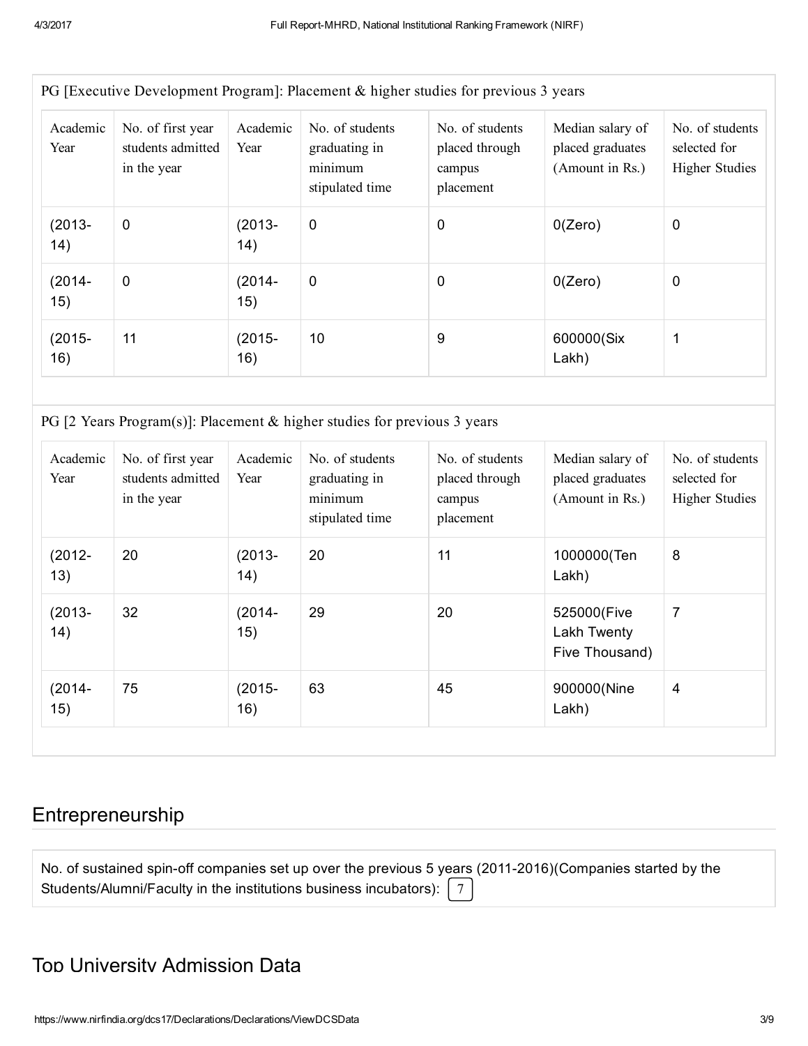PG [Executive Development Program]: Placement & higher studies for previous 3 years

| Academic Year | No. of first year students admitted in the year | Academic Year | No. of students graduating in minimum stipulated time | No. of students placed through campus placement | Median salary of placed graduates (Amount in Rs.) | No. of students selected for Higher Studies |
|---|---|---|---|---|---|---|
| (2013-14) | 0 | (2013-14) | 0 | 0 | 0(Zero) | 0 |
| (2014-15) | 0 | (2014-15) | 0 | 0 | 0(Zero) | 0 |
| (2015-16) | 11 | (2015-16) | 10 | 9 | 600000(Six Lakh) | 1 |

PG [2 Years Program(s)]: Placement & higher studies for previous 3 years

| Academic Year | No. of first year students admitted in the year | Academic Year | No. of students graduating in minimum stipulated time | No. of students placed through campus placement | Median salary of placed graduates (Amount in Rs.) | No. of students selected for Higher Studies |
|---|---|---|---|---|---|---|
| (2012-13) | 20 | (2013-14) | 20 | 11 | 1000000(Ten Lakh) | 8 |
| (2013-14) | 32 | (2014-15) | 29 | 20 | 525000(Five Lakh Twenty Five Thousand) | 7 |
| (2014-15) | 75 | (2015-16) | 63 | 45 | 900000(Nine Lakh) | 4 |

## Entrepreneurship

No. of sustained spin-off companies set up over the previous 5 years (2011-2016)(Companies started by the Students/Alumni/Faculty in the institutions business incubators): 7

## Top University Admission Data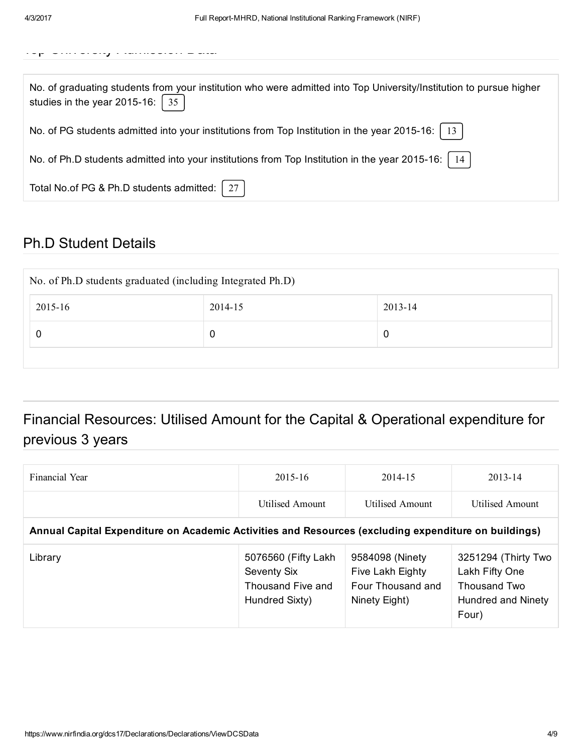Top University Admission Data

No. of graduating students from your institution who were admitted into Top University/Institution to pursue higher studies in the year 2015-16: 35

No. of PG students admitted into your institutions from Top Institution in the year 2015-16: 13

No. of Ph.D students admitted into your institutions from Top Institution in the year 2015-16: 14

Total No.of PG & Ph.D students admitted: 27

## Ph.D Student Details

| No. of Ph.D students graduated (including Integrated Ph.D) | | |
|---|---|---|
| 2015-16 | 2014-15 | 2013-14 |
| 0 | 0 | 0 |

## Financial Resources: Utilised Amount for the Capital & Operational expenditure for previous 3 years

| Financial Year | 2015-16 | 2014-15 | 2013-14 |
|---|---|---|---|
| | Utilised Amount | Utilised Amount | Utilised Amount |
| **Annual Capital Expenditure on Academic Activities and Resources (excluding expenditure on buildings)** | | | |
| Library | 5076560 (Fifty Lakh Seventy Six Thousand Five and Hundred Sixty) | 9584098 (Ninety Five Lakh Eighty Four Thousand and Ninety Eight) | 3251294 (Thirty Two Lakh Fifty One Thousand Two Hundred and Ninety Four) |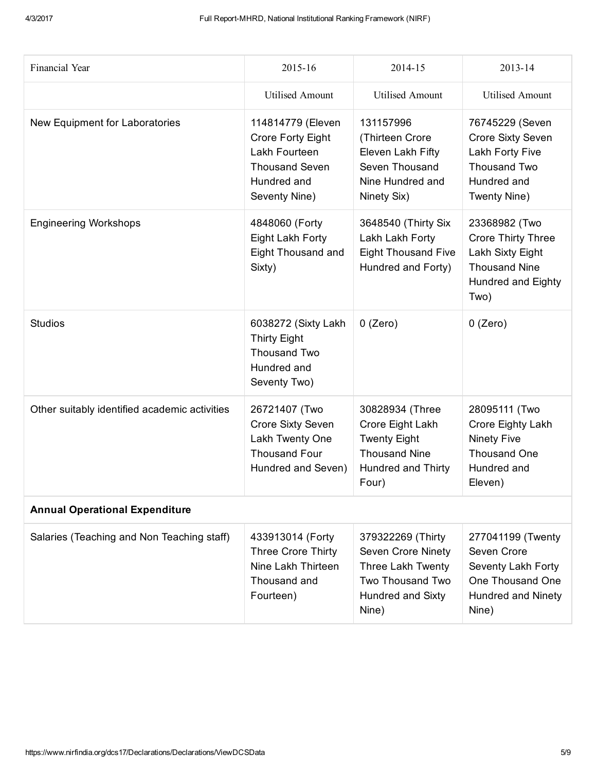| Financial Year | 2015-16 | 2014-15 | 2013-14 |
|---|---|---|---|
| | Utilised Amount | Utilised Amount | Utilised Amount |
| New Equipment for Laboratories | 114814779 (Eleven Crore Forty Eight Lakh Fourteen Thousand Seven Hundred and Seventy Nine) | 131157996 (Thirteen Crore Eleven Lakh Fifty Seven Thousand Nine Hundred and Ninety Six) | 76745229 (Seven Crore Sixty Seven Lakh Forty Five Thousand Two Hundred and Twenty Nine) |
| Engineering Workshops | 4848060 (Forty Eight Lakh Forty Eight Thousand and Sixty) | 3648540 (Thirty Six Lakh Lakh Forty Eight Thousand Five Hundred and Forty) | 23368982 (Two Crore Thirty Three Lakh Sixty Eight Thousand Nine Hundred and Eighty Two) |
| Studios | 6038272 (Sixty Lakh Thirty Eight Thousand Two Hundred and Seventy Two) | 0 (Zero) | 0 (Zero) |
| Other suitably identified academic activities | 26721407 (Two Crore Sixty Seven Lakh Twenty One Thousand Four Hundred and Seven) | 30828934 (Three Crore Eight Lakh Twenty Eight Thousand Nine Hundred and Thirty Four) | 28095111 (Two Crore Eighty Lakh Ninety Five Thousand One Hundred and Eleven) |
| **Annual Operational Expenditure** | | | |
| Salaries (Teaching and Non Teaching staff) | 433913014 (Forty Three Crore Thirty Nine Lakh Thirteen Thousand and Fourteen) | 379322269 (Thirty Seven Crore Ninety Three Lakh Twenty Two Thousand Two Hundred and Sixty Nine) | 277041199 (Twenty Seven Crore Seventy Lakh Forty One Thousand One Hundred and Ninety Nine) |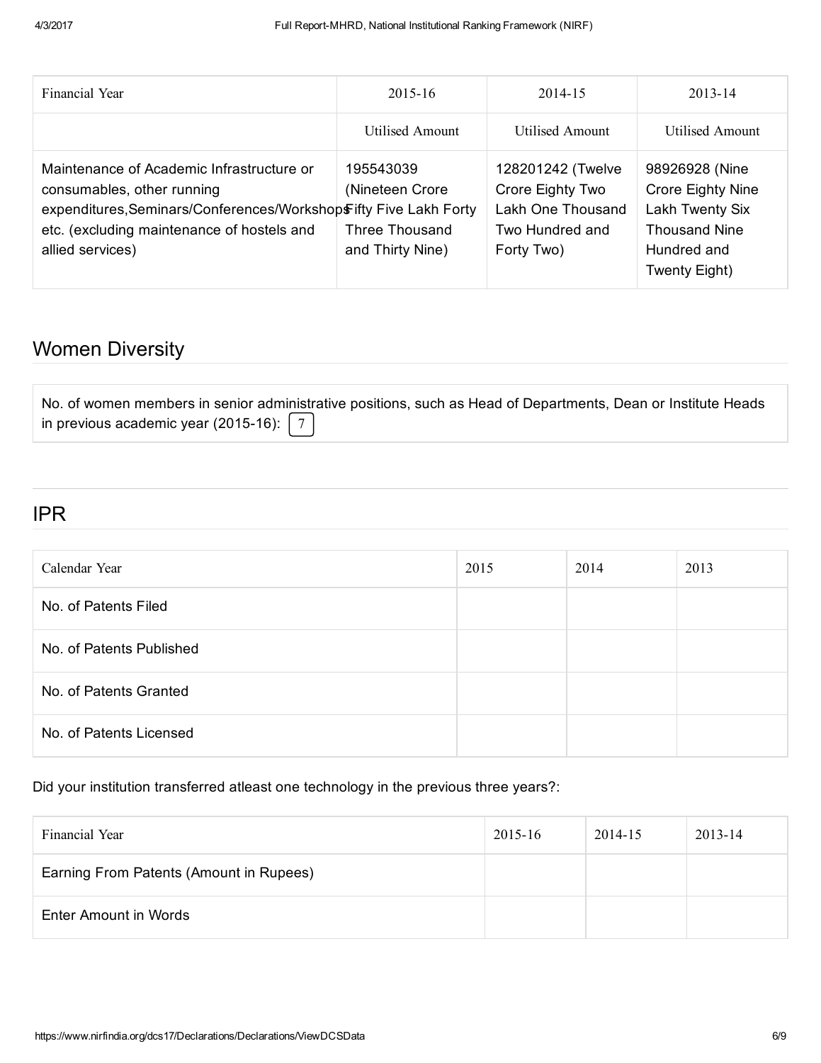| Financial Year | 2015-16 | 2014-15 | 2013-14 |
|---|---|---|---|
| | Utilised Amount | Utilised Amount | Utilised Amount |
| Maintenance of Academic Infrastructure or consumables, other running expenditures,Seminars/Conferences/Workshops etc. (excluding maintenance of hostels and allied services) | 195543039 (Nineteen Crore Fifty Five Lakh Forty Three Thousand and Thirty Nine) | 128201242 (Twelve Crore Eighty Two Lakh One Thousand Two Hundred and Forty Two) | 98926928 (Nine Crore Eighty Nine Lakh Twenty Six Thousand Nine Hundred and Twenty Eight) |

## Women Diversity

No. of women members in senior administrative positions, such as Head of Departments, Dean or Institute Heads in previous academic year (2015-16): 7

## IPR

| Calendar Year | 2015 | 2014 | 2013 |
|---|---|---|---|
| No. of Patents Filed | | | |
| No. of Patents Published | | | |
| No. of Patents Granted | | | |
| No. of Patents Licensed | | | |

Did your institution transferred atleast one technology in the previous three years?:

| Financial Year | 2015-16 | 2014-15 | 2013-14 |
|---|---|---|---|
| Earning From Patents (Amount in Rupees) | | | |
| Enter Amount in Words | | | |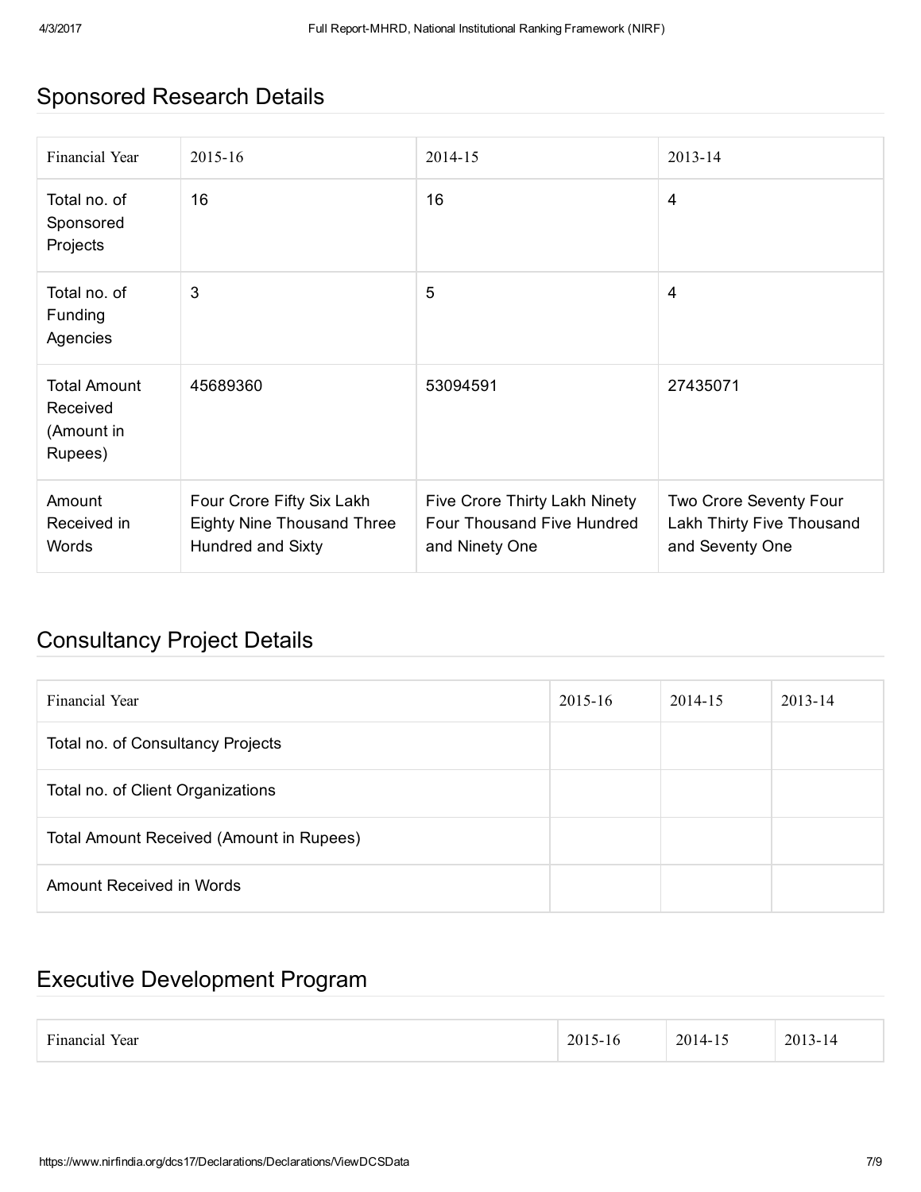## Sponsored Research Details

| Financial Year | 2015-16 | 2014-15 | 2013-14 |
|---|---|---|---|
| Total no. of Sponsored Projects | 16 | 16 | 4 |
| Total no. of Funding Agencies | 3 | 5 | 4 |
| Total Amount Received (Amount in Rupees) | 45689360 | 53094591 | 27435071 |
| Amount Received in Words | Four Crore Fifty Six Lakh Eighty Nine Thousand Three Hundred and Sixty | Five Crore Thirty Lakh Ninety Four Thousand Five Hundred and Ninety One | Two Crore Seventy Four Lakh Thirty Five Thousand and Seventy One |

## Consultancy Project Details

| Financial Year | 2015-16 | 2014-15 | 2013-14 |
|---|---|---|---|
| Total no. of Consultancy Projects | | | |
| Total no. of Client Organizations | | | |
| Total Amount Received (Amount in Rupees) | | | |
| Amount Received in Words | | | |

## Executive Development Program

| Financial Year | 2015-16 | 2014-15 | 2013-14 |
|---|---|---|---|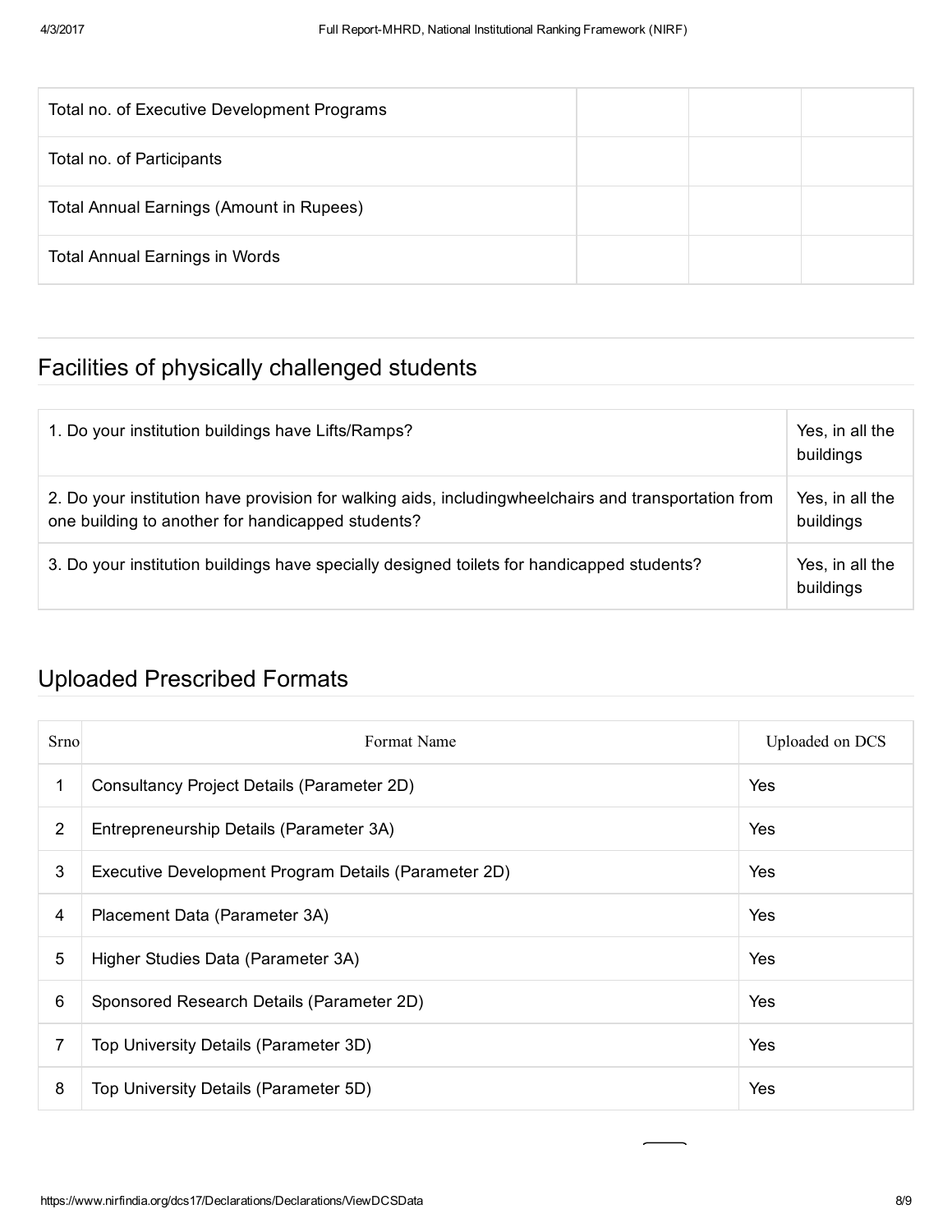| | | | |
|---|---|---|---|
| Total no. of Executive Development Programs | | | |
| Total no. of Participants | | | |
| Total Annual Earnings (Amount in Rupees) | | | |
| Total Annual Earnings in Words | | | |

## Facilities of physically challenged students

| | |
|---|---|
| 1. Do your institution buildings have Lifts/Ramps? | Yes, in all the buildings |
| 2. Do your institution have provision for walking aids, includingwheelchairs and transportation from one building to another for handicapped students? | Yes, in all the buildings |
| 3. Do your institution buildings have specially designed toilets for handicapped students? | Yes, in all the buildings |

## Uploaded Prescribed Formats

| Srno | Format Name | Uploaded on DCS |
|---|---|---|
| 1 | Consultancy Project Details (Parameter 2D) | Yes |
| 2 | Entrepreneurship Details (Parameter 3A) | Yes |
| 3 | Executive Development Program Details (Parameter 2D) | Yes |
| 4 | Placement Data (Parameter 3A) | Yes |
| 5 | Higher Studies Data (Parameter 3A) | Yes |
| 6 | Sponsored Research Details (Parameter 2D) | Yes |
| 7 | Top University Details (Parameter 3D) | Yes |
| 8 | Top University Details (Parameter 5D) | Yes |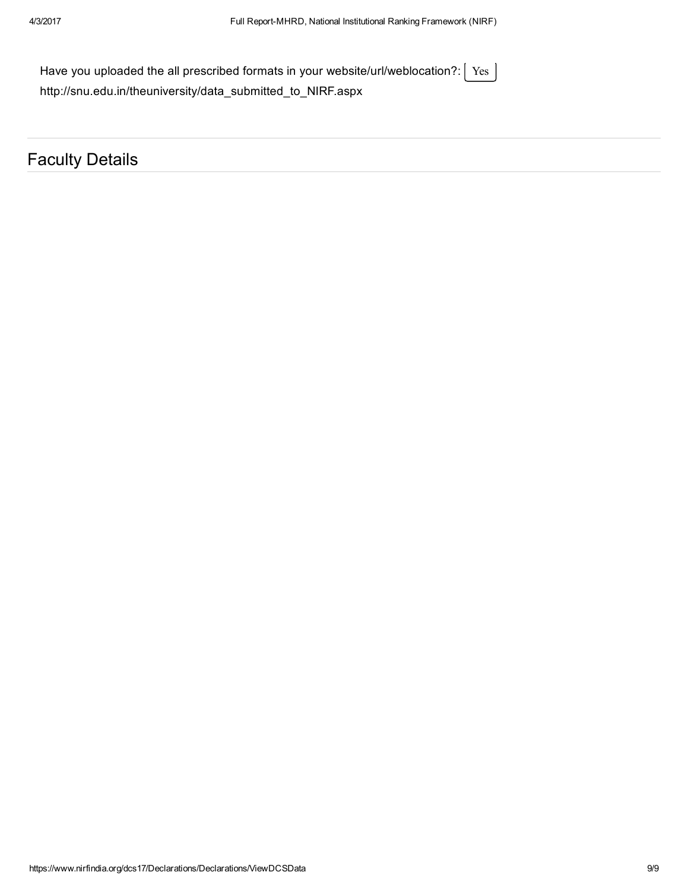Have you uploaded the all prescribed formats in your website/url/weblocation?: Yes

http://snu.edu.in/theuniversity/data_submitted_to_NIRF.aspx

## Faculty Details